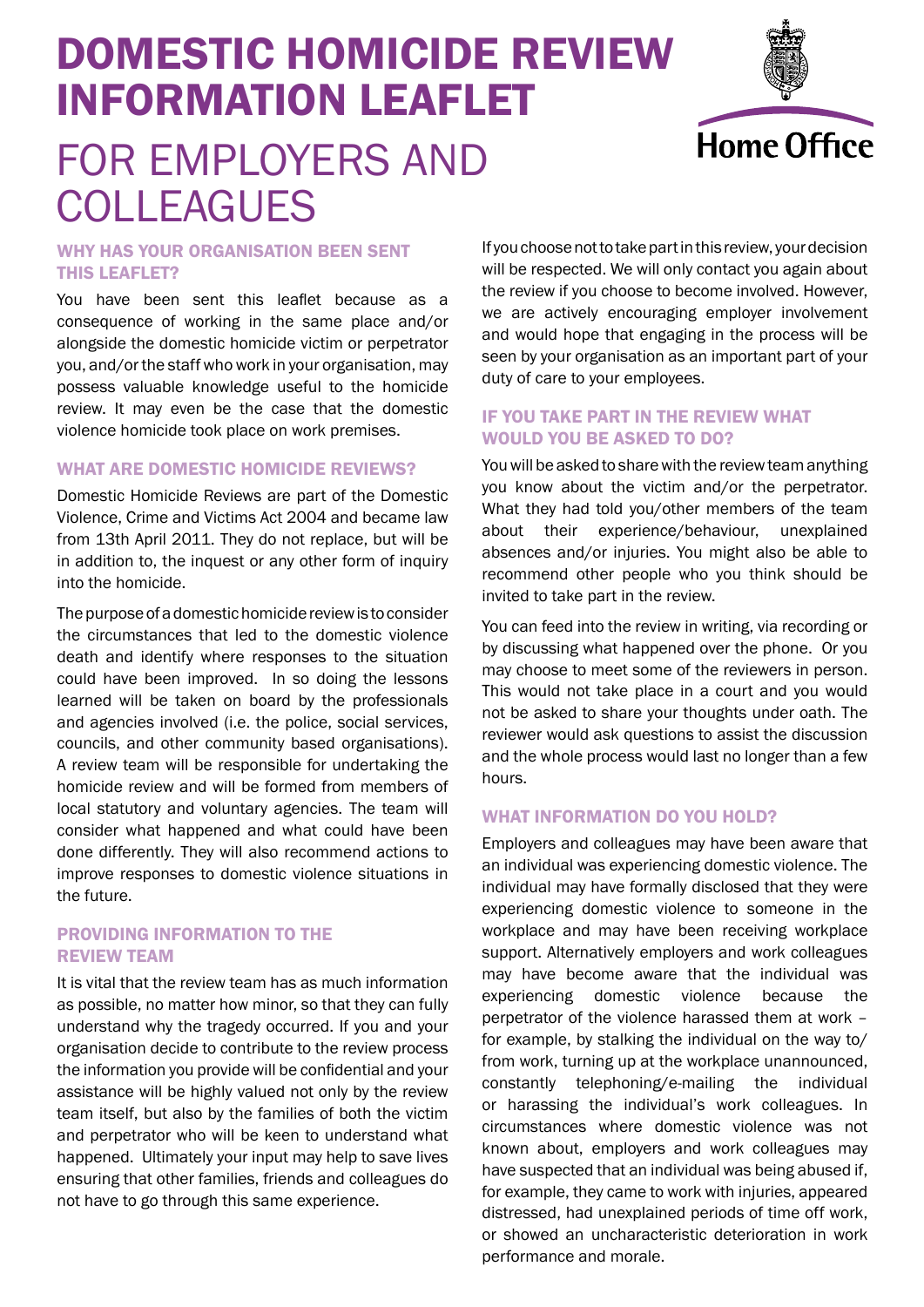# DOMESTIC HOMICIDE REVIEW INFORMATION LEAFLET

## FOR EMPLOYERS AND COLLEAGUES

Home Office

### WHY HAS YOUR ORGANISATION BEEN SENT THIS LEAFLET?

You have been sent this leaflet because as a consequence of working in the same place and/or alongside the domestic homicide victim or perpetrator you, and/or the staff who work in your organisation, may possess valuable knowledge useful to the homicide review. It may even be the case that the domestic violence homicide took place on work premises.

### WHAT ARE DOMESTIC HOMICIDE REVIEWS?

Domestic Homicide Reviews are part of the Domestic Violence, Crime and Victims Act 2004 and became law from 13th April 2011. They do not replace, but will be in addition to, the inquest or any other form of inquiry into the homicide.

The purpose of a domestic homicide review is to consider the circumstances that led to the domestic violence death and identify where responses to the situation could have been improved. In so doing the lessons learned will be taken on board by the professionals and agencies involved (i.e. the police, social services, councils, and other community based organisations). A review team will be responsible for undertaking the homicide review and will be formed from members of local statutory and voluntary agencies. The team will consider what happened and what could have been done differently. They will also recommend actions to improve responses to domestic violence situations in the future.

### PROVIDING INFORMATION TO THE REVIEW TEAM

It is vital that the review team has as much information as possible, no matter how minor, so that they can fully understand why the tragedy occurred. If you and your organisation decide to contribute to the review process the information you provide will be confidential and your assistance will be highly valued not only by the review team itself, but also by the families of both the victim and perpetrator who will be keen to understand what happened. Ultimately your input may help to save lives ensuring that other families, friends and colleagues do not have to go through this same experience.

If you choose not to take part in this review, your decision will be respected. We will only contact you again about the review if you choose to become involved. However, we are actively encouraging employer involvement and would hope that engaging in the process will be seen by your organisation as an important part of your duty of care to your employees.

### IF YOU TAKE PART IN THE REVIEW WHAT WOULD YOU BE ASKED TO DO?

You will be asked to share with the review team anything you know about the victim and/or the perpetrator. What they had told you/other members of the team about their experience/behaviour, unexplained absences and/or injuries. You might also be able to recommend other people who you think should be invited to take part in the review.

You can feed into the review in writing, via recording or by discussing what happened over the phone. Or you may choose to meet some of the reviewers in person. This would not take place in a court and you would not be asked to share your thoughts under oath. The reviewer would ask questions to assist the discussion and the whole process would last no longer than a few hours.

### WHAT INFORMATION DO YOU HOLD?

Employers and colleagues may have been aware that an individual was experiencing domestic violence. The individual may have formally disclosed that they were experiencing domestic violence to someone in the workplace and may have been receiving workplace support. Alternatively employers and work colleagues may have become aware that the individual was experiencing domestic violence because the perpetrator of the violence harassed them at work – for example, by stalking the individual on the way to/from work, turning up at the workplace unannounced, constantly telephoning/e-mailing the individual or harassing the individual's work colleagues. In circumstances where domestic violence was not known about, employers and work colleagues may have suspected that an individual was being abused if, for example, they came to work with injuries, appeared distressed, had unexplained periods of time off work, or showed an uncharacteristic deterioration in work performance and morale.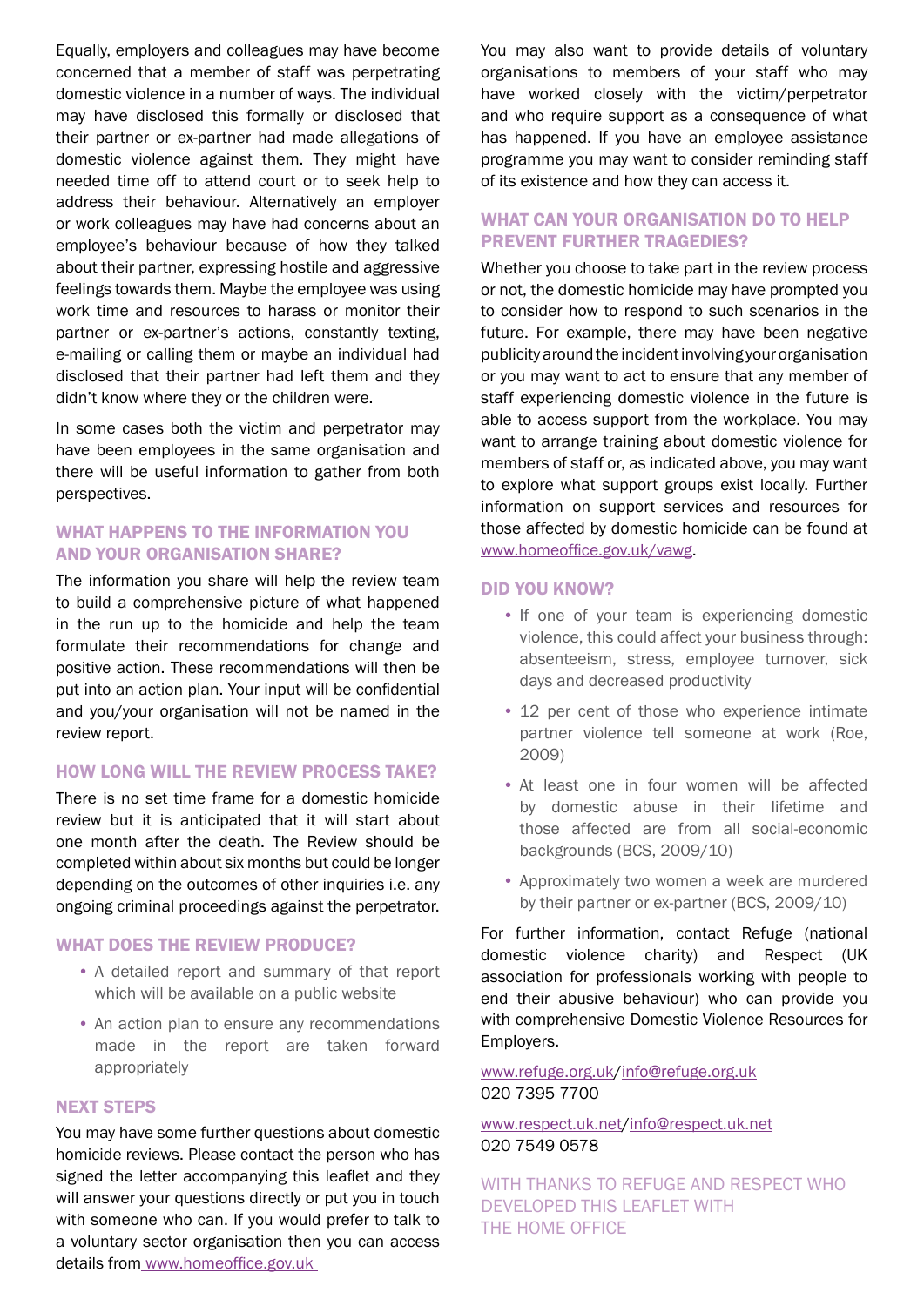Equally, employers and colleagues may have become concerned that a member of staff was perpetrating domestic violence in a number of ways. The individual may have disclosed this formally or disclosed that their partner or ex-partner had made allegations of domestic violence against them. They might have needed time off to attend court or to seek help to address their behaviour. Alternatively an employer or work colleagues may have had concerns about an employee's behaviour because of how they talked about their partner, expressing hostile and aggressive feelings towards them. Maybe the employee was using work time and resources to harass or monitor their partner or ex-partner's actions, constantly texting, e-mailing or calling them or maybe an individual had disclosed that their partner had left them and they didn't know where they or the children were.

In some cases both the victim and perpetrator may have been employees in the same organisation and there will be useful information to gather from both perspectives.

## WHAT HAPPENS TO THE INFORMATION YOU AND YOUR ORGANISATION SHARE?

The information you share will help the review team to build a comprehensive picture of what happened in the run up to the homicide and help the team formulate their recommendations for change and positive action. These recommendations will then be put into an action plan. Your input will be confidential and you/your organisation will not be named in the review report.

## HOW LONG WILL THE REVIEW PROCESS TAKE?

There is no set time frame for a domestic homicide review but it is anticipated that it will start about one month after the death. The Review should be completed within about six months but could be longer depending on the outcomes of other inquiries i.e. any ongoing criminal proceedings against the perpetrator.

## WHAT DOES THE REVIEW PRODUCE?

- A detailed report and summary of that report which will be available on a public website
- An action plan to ensure any recommendations made in the report are taken forward appropriately

## NEXT STEPS

You may have some further questions about domestic homicide reviews. Please contact the person who has signed the letter accompanying this leaflet and they will answer your questions directly or put you in touch with someone who can. If you would prefer to talk to a voluntary sector organisation then you can access details from www.homeoffice.gov.uk

You may also want to provide details of voluntary organisations to members of your staff who may have worked closely with the victim/perpetrator and who require support as a consequence of what has happened. If you have an employee assistance programme you may want to consider reminding staff of its existence and how they can access it.

## WHAT CAN YOUR ORGANISATION DO TO HELP PREVENT FURTHER TRAGEDIES?

Whether you choose to take part in the review process or not, the domestic homicide may have prompted you to consider how to respond to such scenarios in the future. For example, there may have been negative publicity around the incident involving your organisation or you may want to act to ensure that any member of staff experiencing domestic violence in the future is able to access support from the workplace. You may want to arrange training about domestic violence for members of staff or, as indicated above, you may want to explore what support groups exist locally. Further information on support services and resources for those affected by domestic homicide can be found at www.homeoffice.gov.uk/vawg.

## DID YOU KNOW?

- If one of your team is experiencing domestic violence, this could affect your business through: absenteeism, stress, employee turnover, sick days and decreased productivity
- 12 per cent of those who experience intimate partner violence tell someone at work (Roe, 2009)
- At least one in four women will be affected by domestic abuse in their lifetime and those affected are from all social-economic backgrounds (BCS, 2009/10)
- Approximately two women a week are murdered by their partner or ex-partner (BCS, 2009/10)

For further information, contact Refuge (national domestic violence charity) and Respect (UK association for professionals working with people to end their abusive behaviour) who can provide you with comprehensive Domestic Violence Resources for Employers.

www.refuge.org.uk/info@refuge.org.uk
020 7395 7700

www.respect.uk.net/info@respect.uk.net
020 7549 0578

WITH THANKS TO REFUGE AND RESPECT WHO DEVELOPED THIS LEAFLET WITH THE HOME OFFICE